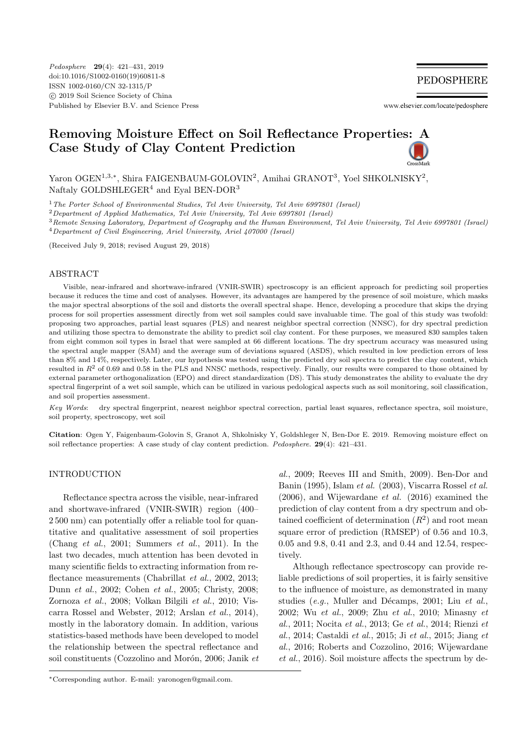# Removing Moisture Effect on Soil Reflectance Properties: A Case Study of Clay Content Prediction

Yaron OGEN[1,3,*], Shira FAIGENBAUM-GOLOVIN[2], Amihai GRANOT[3], Yoel SHKOLNISKY[2], Naftaly GOLDSHLEGER[4] and Eyal BEN-DOR[3]

[1] *The Porter School of Environmental Studies, Tel Aviv University, Tel Aviv 6997801 (Israel)*
[2] *Department of Applied Mathematics, Tel Aviv University, Tel Aviv 6997801 (Israel)*
[3] *Remote Sensing Laboratory, Department of Geography and the Human Environment, Tel Aviv University, Tel Aviv 6997801 (Israel)*
[4] *Department of Civil Engineering, Ariel University, Ariel 407000 (Israel)*

(Received July 9, 2018; revised August 29, 2018)

## ABSTRACT

Visible, near-infrared and shortwave-infrared (VNIR-SWIR) spectroscopy is an efficient approach for predicting soil properties because it reduces the time and cost of analyses. However, its advantages are hampered by the presence of soil moisture, which masks the major spectral absorptions of the soil and distorts the overall spectral shape. Hence, developing a procedure that skips the drying process for soil properties assessment directly from wet soil samples could save invaluable time. The goal of this study was twofold: proposing two approaches, partial least squares (PLS) and nearest neighbor spectral correction (NNSC), for dry spectral prediction and utilizing those spectra to demonstrate the ability to predict soil clay content. For these purposes, we measured 830 samples taken from eight common soil types in Israel that were sampled at 66 different locations. The dry spectrum accuracy was measured using the spectral angle mapper (SAM) and the average sum of deviations squared (ASDS), which resulted in low prediction errors of less than 8% and 14%, respectively. Later, our hypothesis was tested using the predicted dry soil spectra to predict the clay content, which resulted in $R^2$ of 0.69 and 0.58 in the PLS and NNSC methods, respectively. Finally, our results were compared to those obtained by external parameter orthogonalization (EPO) and direct standardization (DS). This study demonstrates the ability to evaluate the dry spectral fingerprint of a wet soil sample, which can be utilized in various pedological aspects such as soil monitoring, soil classification, and soil properties assessment.

*Key Words*: dry spectral fingerprint, nearest neighbor spectral correction, partial least squares, reflectance spectra, soil moisture, soil property, spectroscopy, wet soil

**Citation**: Ogen Y, Faigenbaum-Golovin S, Granot A, Shkolnisky Y, Goldshleger N, Ben-Dor E. 2019. Removing moisture effect on soil reflectance properties: A case study of clay content prediction. *Pedosphere*. **29**(4): 421–431.

## INTRODUCTION

Reflectance spectra across the visible, near-infrared and shortwave-infrared (VNIR-SWIR) region (400–2 500 nm) can potentially offer a reliable tool for quantitative and qualitative assessment of soil properties (Chang *et al.*, 2001; Summers *et al.*, 2011). In the last two decades, much attention has been devoted in many scientific fields to extracting information from reflectance measurements (Chabrillat *et al.*, 2002, 2013; Dunn *et al.*, 2002; Cohen *et al.*, 2005; Christy, 2008; Zornoza *et al.*, 2008; Volkan Bilgili *et al.*, 2010; Viscarra Rossel and Webster, 2012; Arslan *et al.*, 2014), mostly in the laboratory domain. In addition, various statistics-based methods have been developed to model the relationship between the spectral reflectance and soil constituents (Cozzolino and Morón, 2006; Janik *et al.*, 2009; Reeves III and Smith, 2009). Ben-Dor and Banin (1995), Islam *et al.* (2003), Viscarra Rossel *et al.* (2006), and Wijewardane *et al.* (2016) examined the prediction of clay content from a dry spectrum and obtained coefficient of determination ($R^2$) and root mean square error of prediction (RMSEP) of 0.56 and 10.3, 0.05 and 9.8, 0.41 and 2.3, and 0.44 and 12.54, respectively.

Although reflectance spectroscopy can provide reliable predictions of soil properties, it is fairly sensitive to the influence of moisture, as demonstrated in many studies (*e.g.*, Muller and Décamps, 2001; Liu *et al.*, 2002; Wu *et al.*, 2009; Zhu *et al.*, 2010; Minasny *et al.*, 2011; Nocita *et al.*, 2013; Ge *et al.*, 2014; Rienzi *et al.*, 2014; Castaldi *et al.*, 2015; Ji *et al.*, 2015; Jiang *et al.*, 2016; Roberts and Cozzolino, 2016; Wijewardane *et al.*, 2016). Soil moisture affects the spectrum by de-

*Corresponding author. E-mail: yaronogen@gmail.com.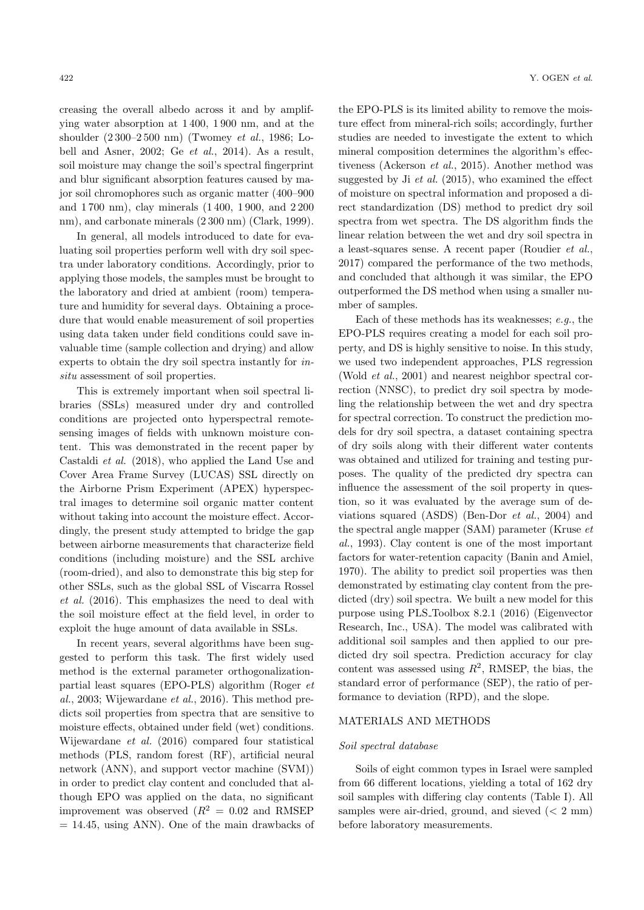creasing the overall albedo across it and by amplifying water absorption at 1 400, 1 900 nm, and at the shoulder (2 300–2 500 nm) (Twomey *et al.*, 1986; Lobell and Asner, 2002; Ge *et al.*, 2014). As a result, soil moisture may change the soil's spectral fingerprint and blur significant absorption features caused by major soil chromophores such as organic matter (400–900 and 1 700 nm), clay minerals (1 400, 1 900, and 2 200 nm), and carbonate minerals (2 300 nm) (Clark, 1999).

In general, all models introduced to date for evaluating soil properties perform well with dry soil spectra under laboratory conditions. Accordingly, prior to applying those models, the samples must be brought to the laboratory and dried at ambient (room) temperature and humidity for several days. Obtaining a procedure that would enable measurement of soil properties using data taken under field conditions could save invaluable time (sample collection and drying) and allow experts to obtain the dry soil spectra instantly for *in-situ* assessment of soil properties.

This is extremely important when soil spectral libraries (SSLs) measured under dry and controlled conditions are projected onto hyperspectral remote-sensing images of fields with unknown moisture content. This was demonstrated in the recent paper by Castaldi *et al.* (2018), who applied the Land Use and Cover Area Frame Survey (LUCAS) SSL directly on the Airborne Prism Experiment (APEX) hyperspectral images to determine soil organic matter content without taking into account the moisture effect. Accordingly, the present study attempted to bridge the gap between airborne measurements that characterize field conditions (including moisture) and the SSL archive (room-dried), and also to demonstrate this big step for other SSLs, such as the global SSL of Viscarra Rossel *et al.* (2016). This emphasizes the need to deal with the soil moisture effect at the field level, in order to exploit the huge amount of data available in SSLs.

In recent years, several algorithms have been suggested to perform this task. The first widely used method is the external parameter orthogonalization-partial least squares (EPO-PLS) algorithm (Roger *et al.*, 2003; Wijewardane *et al.*, 2016). This method predicts soil properties from spectra that are sensitive to moisture effects, obtained under field (wet) conditions. Wijewardane *et al.* (2016) compared four statistical methods (PLS, random forest (RF), artificial neural network (ANN), and support vector machine (SVM)) in order to predict clay content and concluded that although EPO was applied on the data, no significant improvement was observed ($R^2$ = 0.02 and RMSEP = 14.45, using ANN). One of the main drawbacks of the EPO-PLS is its limited ability to remove the moisture effect from mineral-rich soils; accordingly, further studies are needed to investigate the extent to which mineral composition determines the algorithm's effectiveness (Ackerson *et al.*, 2015). Another method was suggested by Ji *et al.* (2015), who examined the effect of moisture on spectral information and proposed a direct standardization (DS) method to predict dry soil spectra from wet spectra. The DS algorithm finds the linear relation between the wet and dry soil spectra in a least-squares sense. A recent paper (Roudier *et al.*, 2017) compared the performance of the two methods, and concluded that although it was similar, the EPO outperformed the DS method when using a smaller number of samples.

Each of these methods has its weaknesses; *e.g.*, the EPO-PLS requires creating a model for each soil property, and DS is highly sensitive to noise. In this study, we used two independent approaches, PLS regression (Wold *et al.*, 2001) and nearest neighbor spectral correction (NNSC), to predict dry soil spectra by modeling the relationship between the wet and dry spectra for spectral correction. To construct the prediction models for dry soil spectra, a dataset containing spectra of dry soils along with their different water contents was obtained and utilized for training and testing purposes. The quality of the predicted dry spectra can influence the assessment of the soil property in question, so it was evaluated by the average sum of deviations squared (ASDS) (Ben-Dor *et al.*, 2004) and the spectral angle mapper (SAM) parameter (Kruse *et al.*, 1993). Clay content is one of the most important factors for water-retention capacity (Banin and Amiel, 1970). The ability to predict soil properties was then demonstrated by estimating clay content from the predicted (dry) soil spectra. We built a new model for this purpose using PLS_Toolbox 8.2.1 (2016) (Eigenvector Research, Inc., USA). The model was calibrated with additional soil samples and then applied to our predicted dry soil spectra. Prediction accuracy for clay content was assessed using $R^2$, RMSEP, the bias, the standard error of performance (SEP), the ratio of performance to deviation (RPD), and the slope.

## MATERIALS AND METHODS

### *Soil spectral database*

Soils of eight common types in Israel were sampled from 66 different locations, yielding a total of 162 dry soil samples with differing clay contents (Table I). All samples were air-dried, ground, and sieved (< 2 mm) before laboratory measurements.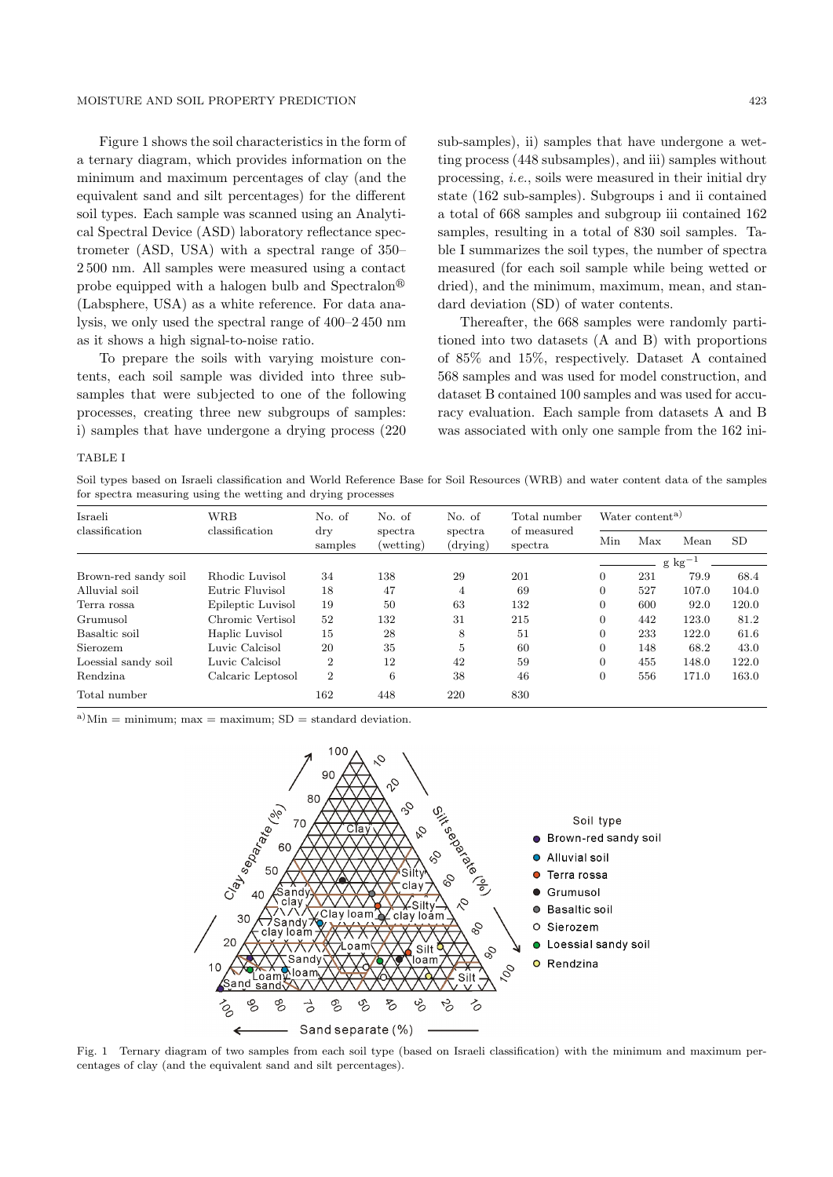Figure 1 shows the soil characteristics in the form of a ternary diagram, which provides information on the minimum and maximum percentages of clay (and the equivalent sand and silt percentages) for the different soil types. Each sample was scanned using an Analytical Spectral Device (ASD) laboratory reflectance spectrometer (ASD, USA) with a spectral range of 350–2 500 nm. All samples were measured using a contact probe equipped with a halogen bulb and Spectralon® (Labsphere, USA) as a white reference. For data analysis, we only used the spectral range of 400–2 450 nm as it shows a high signal-to-noise ratio.

To prepare the soils with varying moisture contents, each soil sample was divided into three subsamples that were subjected to one of the following processes, creating three new subgroups of samples: i) samples that have undergone a drying process (220 sub-samples), ii) samples that have undergone a wetting process (448 subsamples), and iii) samples without processing, *i.e.*, soils were measured in their initial dry state (162 sub-samples). Subgroups i and ii contained a total of 668 samples and subgroup iii contained 162 samples, resulting in a total of 830 soil samples. Table I summarizes the soil types, the number of spectra measured (for each soil sample while being wetted or dried), and the minimum, maximum, mean, and standard deviation (SD) of water contents.

Thereafter, the 668 samples were randomly partitioned into two datasets (A and B) with proportions of 85% and 15%, respectively. Dataset A contained 568 samples and was used for model construction, and dataset B contained 100 samples and was used for accuracy evaluation. Each sample from datasets A and B was associated with only one sample from the 162 ini-

TABLE I

Soil types based on Israeli classification and World Reference Base for Soil Resources (WRB) and water content data of the samples for spectra measuring using the wetting and drying processes

| Israeli classification | WRB classification | No. of dry samples | No. of spectra (wetting) | No. of spectra (drying) | Total number of measured spectra | Water content[a)] | | | |
|---|---|---|---|---|---|---|---|---|---|
| | | | | | | Min | Max | Mean | SD |
| | | | | | | $g\ kg^{-1}$ | | | |
| Brown-red sandy soil | Rhodic Luvisol | 34 | 138 | 29 | 201 | 0 | 231 | 79.9 | 68.4 |
| Alluvial soil | Eutric Fluvisol | 18 | 47 | 4 | 69 | 0 | 527 | 107.0 | 104.0 |
| Terra rossa | Epileptic Luvisol | 19 | 50 | 63 | 132 | 0 | 600 | 92.0 | 120.0 |
| Grumusol | Chromic Vertisol | 52 | 132 | 31 | 215 | 0 | 442 | 123.0 | 81.2 |
| Basaltic soil | Haplic Luvisol | 15 | 28 | 8 | 51 | 0 | 233 | 122.0 | 61.6 |
| Sierozem | Luvic Calcisol | 20 | 35 | 5 | 60 | 0 | 148 | 68.2 | 43.0 |
| Loessial sandy soil | Luvic Calcisol | 2 | 12 | 42 | 59 | 0 | 455 | 148.0 | 122.0 |
| Rendzina | Calcaric Leptosol | 2 | 6 | 38 | 46 | 0 | 556 | 171.0 | 163.0 |
| Total number | | 162 | 448 | 220 | 830 | | | | |

[a)] Min = minimum; max = maximum; SD = standard deviation.

Fig. 1 Ternary diagram of two samples from each soil type (based on Israeli classification) with the minimum and maximum percentages of clay (and the equivalent sand and silt percentages).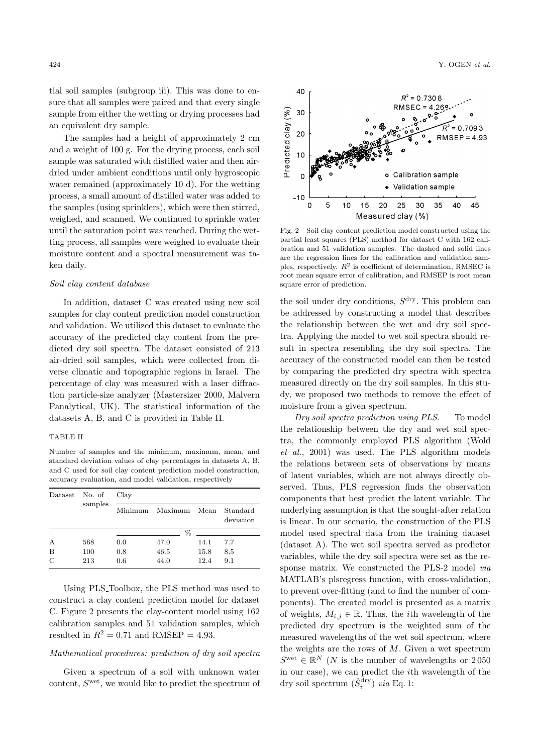tial soil samples (subgroup iii). This was done to ensure that all samples were paired and that every single sample from either the wetting or drying processes had an equivalent dry sample.

The samples had a height of approximately 2 cm and a weight of 100 g. For the drying process, each soil sample was saturated with distilled water and then air-dried under ambient conditions until only hygroscopic water remained (approximately 10 d). For the wetting process, a small amount of distilled water was added to the samples (using sprinklers), which were then stirred, weighed, and scanned. We continued to sprinkle water until the saturation point was reached. During the wetting process, all samples were weighed to evaluate their moisture content and a spectral measurement was taken daily.

*Soil clay content database*

In addition, dataset C was created using new soil samples for clay content prediction model construction and validation. We utilized this dataset to evaluate the accuracy of the predicted clay content from the predicted dry soil spectra. The dataset consisted of 213 air-dried soil samples, which were collected from diverse climatic and topographic regions in Israel. The percentage of clay was measured with a laser diffraction particle-size analyzer (Mastersizer 2000, Malvern Panalytical, UK). The statistical information of the datasets A, B, and C is provided in Table II.

TABLE II

Number of samples and the minimum, maximum, mean, and standard deviation values of clay percentages in datasets A, B, and C used for soil clay content prediction model construction, accuracy evaluation, and model validation, respectively

| Dataset | No. of samples | Clay | | | |
|---|---|---|---|---|---|
| | | Minimum | Maximum | Mean | Standard deviation |
| | | % | | | |
| A | 568 | 0.0 | 47.0 | 14.1 | 7.7 |
| B | 100 | 0.8 | 46.5 | 15.8 | 8.5 |
| C | 213 | 0.6 | 44.0 | 12.4 | 9.1 |

Using PLS_Toolbox, the PLS method was used to construct a clay content prediction model for dataset C. Figure 2 presents the clay-content model using 162 calibration samples and 51 validation samples, which resulted in $R^2 = 0.71$ and RMSEP = 4.93.

Fig. 2 Soil clay content prediction model constructed using the partial least squares (PLS) method for dataset C with 162 calibration and 51 validation samples. The dashed and solid lines are the regression lines for the calibration and validation samples, respectively. $R^2$ is coefficient of determination, RMSEC is root mean square error of calibration, and RMSEP is root mean square error of prediction.

*Mathematical procedures: prediction of dry soil spectra*

Given a spectrum of a soil with unknown water content, $S^{\text{wet}}$, we would like to predict the spectrum of the soil under dry conditions, $S^{\text{dry}}$. This problem can be addressed by constructing a model that describes the relationship between the wet and dry soil spectra. Applying the model to wet soil spectra should result in spectra resembling the dry soil spectra. The accuracy of the constructed model can then be tested by comparing the predicted dry spectra with spectra measured directly on the dry soil samples. In this study, we proposed two methods to remove the effect of moisture from a given spectrum.

*Dry soil spectra prediction using PLS.* To model the relationship between the dry and wet soil spectra, the commonly employed PLS algorithm (Wold *et al.*, 2001) was used. The PLS algorithm models the relations between sets of observations by means of latent variables, which are not always directly observed. Thus, PLS regression finds the observation components that best predict the latent variable. The underlying assumption is that the sought-after relation is linear. In our scenario, the construction of the PLS model used spectral data from the training dataset (dataset A). The wet soil spectra served as predictor variables, while the dry soil spectra were set as the response matrix. We constructed the PLS-2 model *via* MATLAB's plsregress function, with cross-validation, to prevent over-fitting (and to find the number of components). The created model is presented as a matrix of weights, $M_{i,j} \in \mathbb{R}$. Thus, the $i$th wavelength of the predicted dry spectrum is the weighted sum of the measured wavelengths of the wet soil spectrum, where the weights are the rows of $M$. Given a wet spectrum $S^{\text{wet}} \in \mathbb{R}^N$ ($N$ is the number of wavelengths or 2 050 in our case), we can predict the $i$th wavelength of the dry soil spectrum ($\hat{S}_i^{\text{dry}}$) *via* Eq. 1: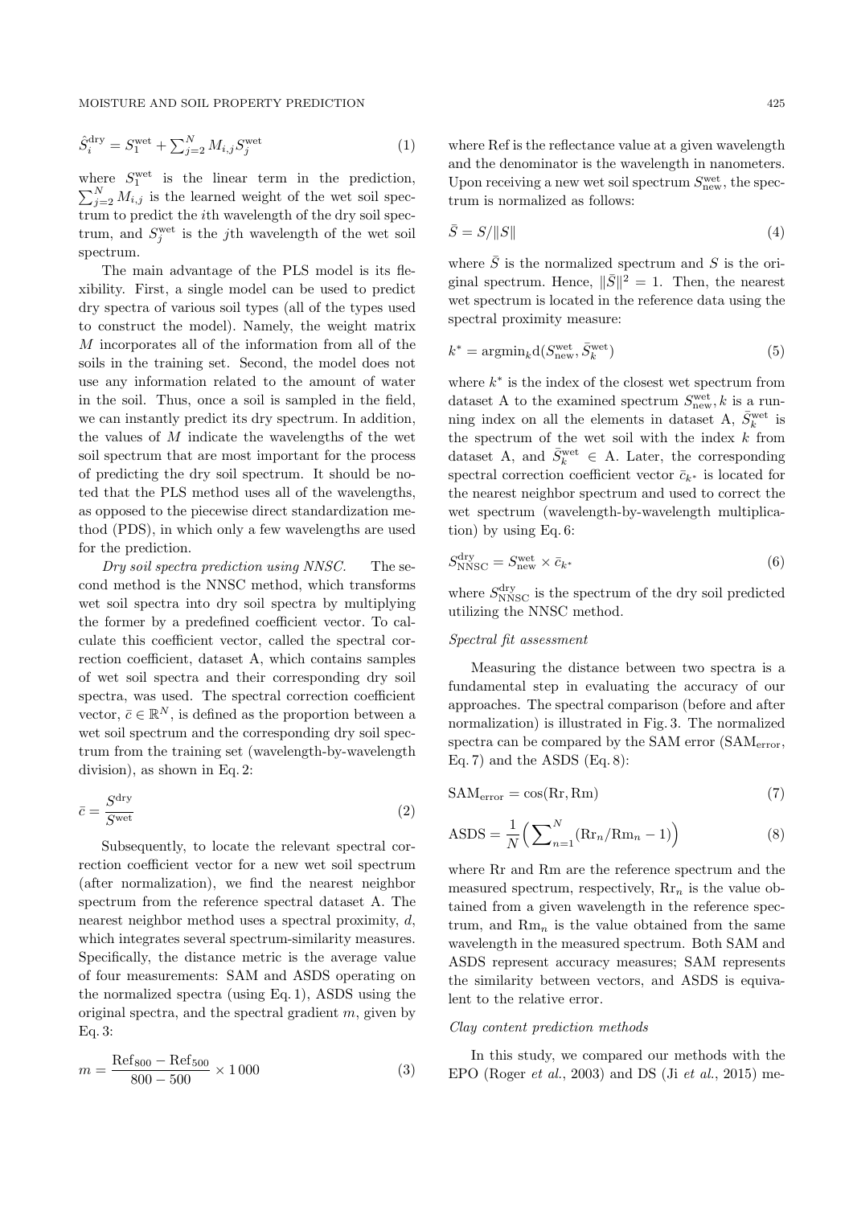$$\hat{S}_i^{\text{dry}} = S_1^{\text{wet}} + \sum_{j=2}^{N} M_{i,j} S_j^{\text{wet}} \tag{1}$$

where $S_1^{\text{wet}}$ is the linear term in the prediction, $\sum_{j=2}^{N} M_{i,j}$ is the learned weight of the wet soil spectrum to predict the $i$th wavelength of the dry soil spectrum, and $S_j^{\text{wet}}$ is the $j$th wavelength of the wet soil spectrum.

The main advantage of the PLS model is its flexibility. First, a single model can be used to predict dry spectra of various soil types (all of the types used to construct the model). Namely, the weight matrix $M$ incorporates all of the information from all of the soils in the training set. Second, the model does not use any information related to the amount of water in the soil. Thus, once a soil is sampled in the field, we can instantly predict its dry spectrum. In addition, the values of $M$ indicate the wavelengths of the wet soil spectrum that are most important for the process of predicting the dry soil spectrum. It should be noted that the PLS method uses all of the wavelengths, as opposed to the piecewise direct standardization method (PDS), in which only a few wavelengths are used for the prediction.

*Dry soil spectra prediction using NNSC.* The second method is the NNSC method, which transforms wet soil spectra into dry soil spectra by multiplying the former by a predefined coefficient vector. To calculate this coefficient vector, called the spectral correction coefficient, dataset A, which contains samples of wet soil spectra and their corresponding dry soil spectra, was used. The spectral correction coefficient vector, $\bar{c} \in \mathbb{R}^N$, is defined as the proportion between a wet soil spectrum and the corresponding dry soil spectrum from the training set (wavelength-by-wavelength division), as shown in Eq. 2:

$$\bar{c} = \frac{S^{\text{dry}}}{S^{\text{wet}}} \tag{2}$$

Subsequently, to locate the relevant spectral correction coefficient vector for a new wet soil spectrum (after normalization), we find the nearest neighbor spectrum from the reference spectral dataset A. The nearest neighbor method uses a spectral proximity, $d$, which integrates several spectrum-similarity measures. Specifically, the distance metric is the average value of four measurements: SAM and ASDS operating on the normalized spectra (using Eq. 1), ASDS using the original spectra, and the spectral gradient $m$, given by Eq. 3:

$$m = \frac{\text{Ref}_{800} - \text{Ref}_{500}}{800 - 500} \times 1\,000 \tag{3}$$

where Ref is the reflectance value at a given wavelength and the denominator is the wavelength in nanometers. Upon receiving a new wet soil spectrum $S_{\text{new}}^{\text{wet}}$, the spectrum is normalized as follows:

$$\bar{S} = S / \|S\| \tag{4}$$

where $\bar{S}$ is the normalized spectrum and $S$ is the original spectrum. Hence, $\|\bar{S}\|^2 = 1$. Then, the nearest wet spectrum is located in the reference data using the spectral proximity measure:

$$k^* = \text{argmin}_k \text{d}(S_{\text{new}}^{\text{wet}}, \bar{S}_k^{\text{wet}}) \tag{5}$$

where $k^*$ is the index of the closest wet spectrum from dataset A to the examined spectrum $S_{\text{new}}^{\text{wet}}, k$ is a running index on all the elements in dataset A, $\bar{S}_k^{\text{wet}}$ is the spectrum of the wet soil with the index $k$ from dataset A, and $\bar{S}_k^{\text{wet}} \in$ A. Later, the corresponding spectral correction coefficient vector $\bar{c}_{k^*}$ is located for the nearest neighbor spectrum and used to correct the wet spectrum (wavelength-by-wavelength multiplication) by using Eq. 6:

$$S_{\text{NNSC}}^{\text{dry}} = S_{\text{new}}^{\text{wet}} \times \bar{c}_{k^*} \tag{6}$$

where $S_{\text{NNSC}}^{\text{dry}}$ is the spectrum of the dry soil predicted utilizing the NNSC method.

*Spectral fit assessment*

Measuring the distance between two spectra is a fundamental step in evaluating the accuracy of our approaches. The spectral comparison (before and after normalization) is illustrated in Fig. 3. The normalized spectra can be compared by the SAM error ($\text{SAM}_{\text{error}}$, Eq. 7) and the ASDS (Eq. 8):

$$\text{SAM}_{\text{error}} = \cos(\text{Rr}, \text{Rm}) \tag{7}$$

$$\text{ASDS} = \frac{1}{N}\Big(\sum_{n=1}^{N} (\text{Rr}_n / \text{Rm}_n - 1)\Big) \tag{8}$$

where Rr and Rm are the reference spectrum and the measured spectrum, respectively, $\text{Rr}_n$ is the value obtained from a given wavelength in the reference spectrum, and $\text{Rm}_n$ is the value obtained from the same wavelength in the measured spectrum. Both SAM and ASDS represent accuracy measures; SAM represents the similarity between vectors, and ASDS is equivalent to the relative error.

*Clay content prediction methods*

In this study, we compared our methods with the EPO (Roger *et al.*, 2003) and DS (Ji *et al.*, 2015) me-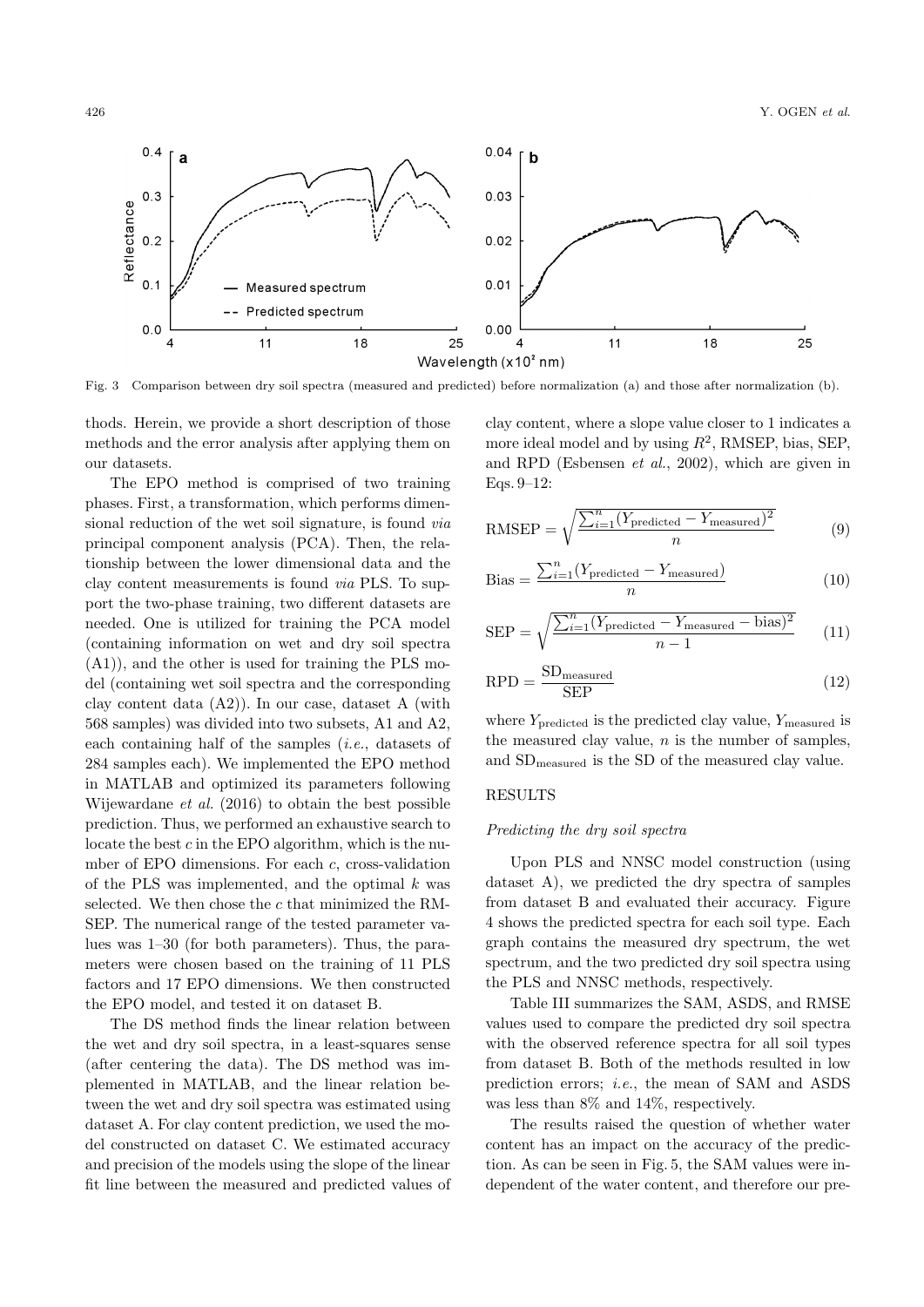Fig. 3 Comparison between dry soil spectra (measured and predicted) before normalization (a) and those after normalization (b).

thods. Herein, we provide a short description of those methods and the error analysis after applying them on our datasets.

The EPO method is comprised of two training phases. First, a transformation, which performs dimensional reduction of the wet soil signature, is found *via* principal component analysis (PCA). Then, the relationship between the lower dimensional data and the clay content measurements is found *via* PLS. To support the two-phase training, two different datasets are needed. One is utilized for training the PCA model (containing information on wet and dry soil spectra (A1)), and the other is used for training the PLS model (containing wet soil spectra and the corresponding clay content data (A2)). In our case, dataset A (with 568 samples) was divided into two subsets, A1 and A2, each containing half of the samples (*i.e.*, datasets of 284 samples each). We implemented the EPO method in MATLAB and optimized its parameters following Wijewardane *et al.* (2016) to obtain the best possible prediction. Thus, we performed an exhaustive search to locate the best $c$ in the EPO algorithm, which is the number of EPO dimensions. For each $c$, cross-validation of the PLS was implemented, and the optimal $k$ was selected. We then chose the $c$ that minimized the RMSEP. The numerical range of the tested parameter values was 1–30 (for both parameters). Thus, the parameters were chosen based on the training of 11 PLS factors and 17 EPO dimensions. We then constructed the EPO model, and tested it on dataset B.

The DS method finds the linear relation between the wet and dry soil spectra, in a least-squares sense (after centering the data). The DS method was implemented in MATLAB, and the linear relation between the wet and dry soil spectra was estimated using dataset A. For clay content prediction, we used the model constructed on dataset C. We estimated accuracy and precision of the models using the slope of the linear fit line between the measured and predicted values of clay content, where a slope value closer to 1 indicates a more ideal model and by using $R^2$, RMSEP, bias, SEP, and RPD (Esbensen *et al.*, 2002), which are given in Eqs. 9–12:

$$\text{RMSEP} = \sqrt{\frac{\sum_{i=1}^{n}(Y_{\text{predicted}} - Y_{\text{measured}})^2}{n}} \quad (9)$$

$$\text{Bias} = \frac{\sum_{i=1}^{n}(Y_{\text{predicted}} - Y_{\text{measured}})}{n} \quad (10)$$

$$\text{SEP} = \sqrt{\frac{\sum_{i=1}^{n}(Y_{\text{predicted}} - Y_{\text{measured}} - \text{bias})^2}{n-1}} \quad (11)$$

$$\text{RPD} = \frac{\text{SD}_{\text{measured}}}{\text{SEP}} \quad (12)$$

where $Y_{\text{predicted}}$ is the predicted clay value, $Y_{\text{measured}}$ is the measured clay value, $n$ is the number of samples, and $\text{SD}_{\text{measured}}$ is the SD of the measured clay value.

## RESULTS

### *Predicting the dry soil spectra*

Upon PLS and NNSC model construction (using dataset A), we predicted the dry spectra of samples from dataset B and evaluated their accuracy. Figure 4 shows the predicted spectra for each soil type. Each graph contains the measured dry spectrum, the wet spectrum, and the two predicted dry soil spectra using the PLS and NNSC methods, respectively.

Table III summarizes the SAM, ASDS, and RMSE values used to compare the predicted dry soil spectra with the observed reference spectra for all soil types from dataset B. Both of the methods resulted in low prediction errors; *i.e.*, the mean of SAM and ASDS was less than 8% and 14%, respectively.

The results raised the question of whether water content has an impact on the accuracy of the prediction. As can be seen in Fig. 5, the SAM values were independent of the water content, and therefore our pre-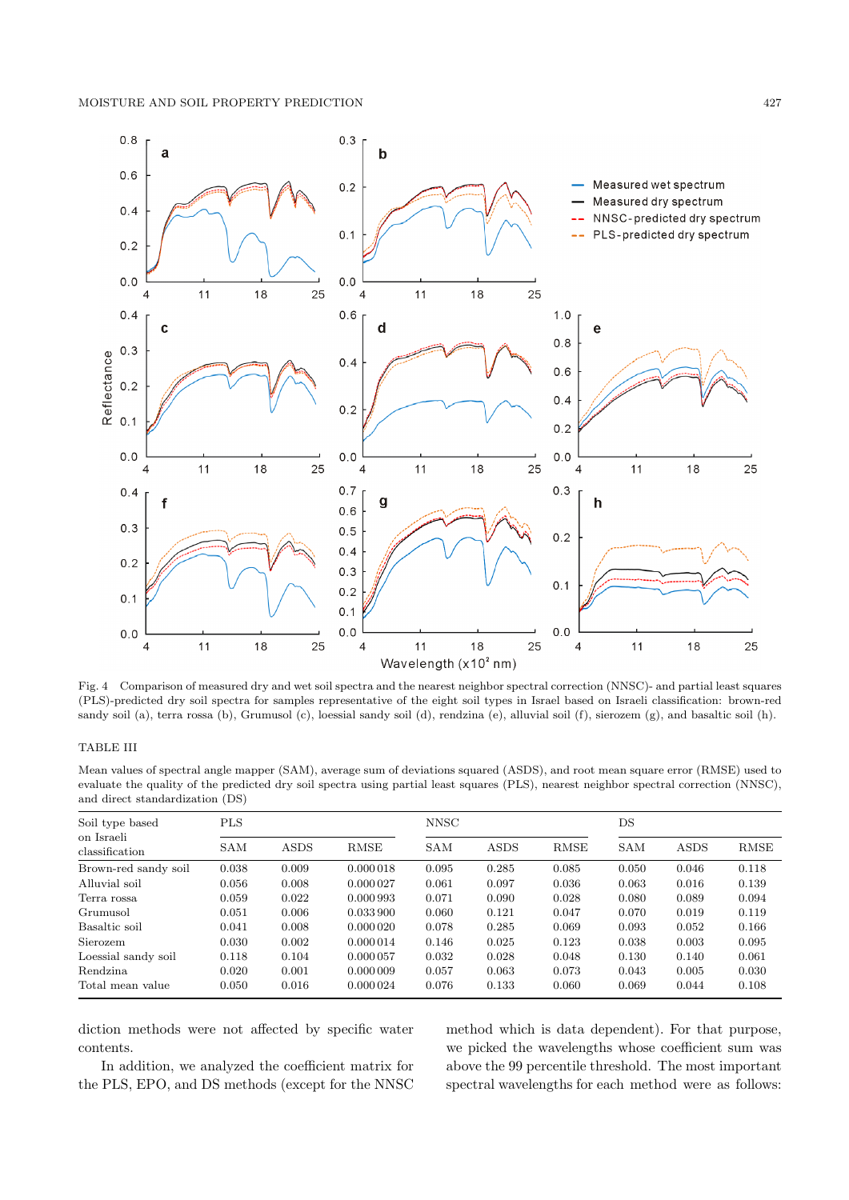Fig. 4 Comparison of measured dry and wet soil spectra and the nearest neighbor spectral correction (NNSC)- and partial least squares (PLS)-predicted dry soil spectra for samples representative of the eight soil types in Israel based on Israeli classification: brown-red sandy soil (a), terra rossa (b), Grumusol (c), loessial sandy soil (d), rendzina (e), alluvial soil (f), sierozem (g), and basaltic soil (h).

TABLE III

Mean values of spectral angle mapper (SAM), average sum of deviations squared (ASDS), and root mean square error (RMSE) used to evaluate the quality of the predicted dry soil spectra using partial least squares (PLS), nearest neighbor spectral correction (NNSC), and direct standardization (DS)

| Soil type based on Israeli classification | PLS | | | NNSC | | | DS | | |
|---|---|---|---|---|---|---|---|---|---|
| | SAM | ASDS | RMSE | SAM | ASDS | RMSE | SAM | ASDS | RMSE |
| Brown-red sandy soil | 0.038 | 0.009 | 0.000 018 | 0.095 | 0.285 | 0.085 | 0.050 | 0.046 | 0.118 |
| Alluvial soil | 0.056 | 0.008 | 0.000 027 | 0.061 | 0.097 | 0.036 | 0.063 | 0.016 | 0.139 |
| Terra rossa | 0.059 | 0.022 | 0.000 993 | 0.071 | 0.090 | 0.028 | 0.080 | 0.089 | 0.094 |
| Grumusol | 0.051 | 0.006 | 0.033 900 | 0.060 | 0.121 | 0.047 | 0.070 | 0.019 | 0.119 |
| Basaltic soil | 0.041 | 0.008 | 0.000 020 | 0.078 | 0.285 | 0.069 | 0.093 | 0.052 | 0.166 |
| Sierozem | 0.030 | 0.002 | 0.000 014 | 0.146 | 0.025 | 0.123 | 0.038 | 0.003 | 0.095 |
| Loessial sandy soil | 0.118 | 0.104 | 0.000 057 | 0.032 | 0.028 | 0.048 | 0.130 | 0.140 | 0.061 |
| Rendzina | 0.020 | 0.001 | 0.000 009 | 0.057 | 0.063 | 0.073 | 0.043 | 0.005 | 0.030 |
| Total mean value | 0.050 | 0.016 | 0.000 024 | 0.076 | 0.133 | 0.060 | 0.069 | 0.044 | 0.108 |

diction methods were not affected by specific water contents.

In addition, we analyzed the coefficient matrix for the PLS, EPO, and DS methods (except for the NNSC method which is data dependent). For that purpose, we picked the wavelengths whose coefficient sum was above the 99 percentile threshold. The most important spectral wavelengths for each method were as follows: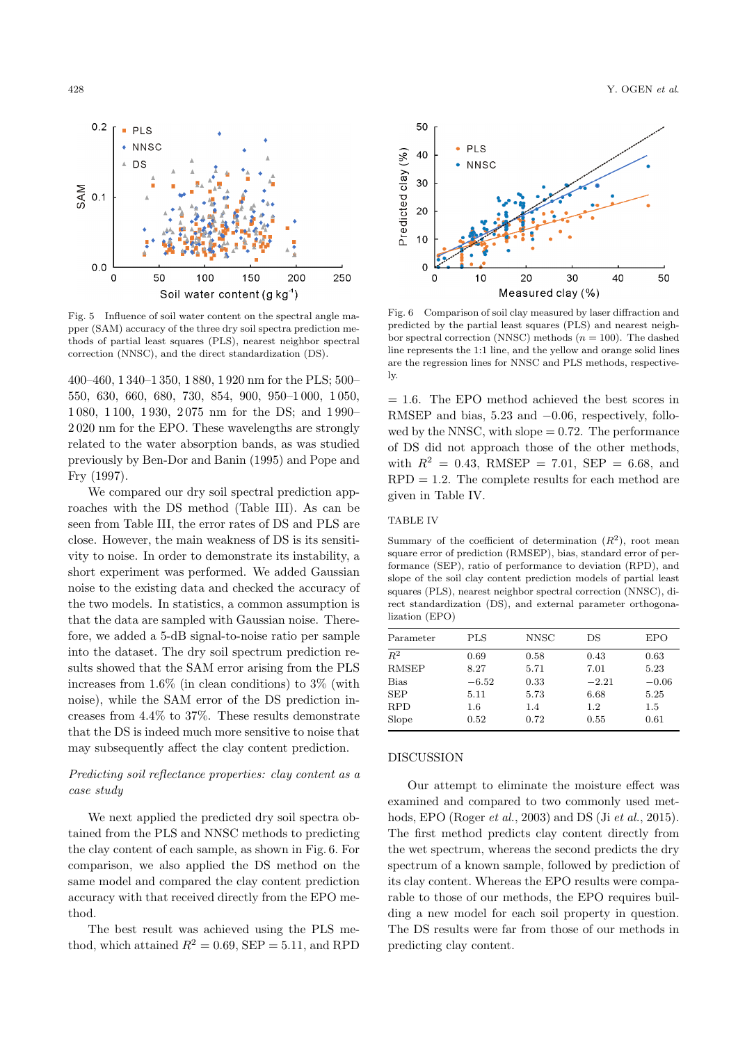Fig. 5 Influence of soil water content on the spectral angle mapper (SAM) accuracy of the three dry soil spectra prediction methods of partial least squares (PLS), nearest neighbor spectral correction (NNSC), and the direct standardization (DS).

Fig. 6 Comparison of soil clay measured by laser diffraction and predicted by the partial least squares (PLS) and nearest neighbor spectral correction (NNSC) methods ($n$ = 100). The dashed line represents the 1:1 line, and the yellow and orange solid lines are the regression lines for NNSC and PLS methods, respectively.

400–460, 1 340–1 350, 1 880, 1 920 nm for the PLS; 500–550, 630, 660, 680, 730, 854, 900, 950–1 000, 1 050, 1 080, 1 100, 1 930, 2 075 nm for the DS; and 1 990–2 020 nm for the EPO. These wavelengths are strongly related to the water absorption bands, as was studied previously by Ben-Dor and Banin (1995) and Pope and Fry (1997).

We compared our dry soil spectral prediction approaches with the DS method (Table III). As can be seen from Table III, the error rates of DS and PLS are close. However, the main weakness of DS is its sensitivity to noise. In order to demonstrate its instability, a short experiment was performed. We added Gaussian noise to the existing data and checked the accuracy of the two models. In statistics, a common assumption is that the data are sampled with Gaussian noise. Therefore, we added a 5-dB signal-to-noise ratio per sample into the dataset. The dry soil spectrum prediction results showed that the SAM error arising from the PLS increases from 1.6% (in clean conditions) to 3% (with noise), while the SAM error of the DS prediction increases from 4.4% to 37%. These results demonstrate that the DS is indeed much more sensitive to noise that may subsequently affect the clay content prediction.

*Predicting soil reflectance properties: clay content as a case study*

We next applied the predicted dry soil spectra obtained from the PLS and NNSC methods to predicting the clay content of each sample, as shown in Fig. 6. For comparison, we also applied the DS method on the same model and compared the clay content prediction accuracy with that received directly from the EPO method.

The best result was achieved using the PLS method, which attained $R^2$ = 0.69, SEP = 5.11, and RPD = 1.6. The EPO method achieved the best scores in RMSEP and bias, 5.23 and −0.06, respectively, followed by the NNSC, with slope = 0.72. The performance of DS did not approach those of the other methods, with $R^2$ = 0.43, RMSEP = 7.01, SEP = 6.68, and RPD = 1.2. The complete results for each method are given in Table IV.

TABLE IV

Summary of the coefficient of determination ($R^2$), root mean square error of prediction (RMSEP), bias, standard error of performance (SEP), ratio of performance to deviation (RPD), and slope of the soil clay content prediction models of partial least squares (PLS), nearest neighbor spectral correction (NNSC), direct standardization (DS), and external parameter orthogonalization (EPO)

| Parameter | PLS | NNSC | DS | EPO |
|---|---|---|---|---|
| $R^2$ | 0.69 | 0.58 | 0.43 | 0.63 |
| RMSEP | 8.27 | 5.71 | 7.01 | 5.23 |
| Bias | −6.52 | 0.33 | −2.21 | −0.06 |
| SEP | 5.11 | 5.73 | 6.68 | 5.25 |
| RPD | 1.6 | 1.4 | 1.2 | 1.5 |
| Slope | 0.52 | 0.72 | 0.55 | 0.61 |

## DISCUSSION

Our attempt to eliminate the moisture effect was examined and compared to two commonly used methods, EPO (Roger *et al*., 2003) and DS (Ji *et al*., 2015). The first method predicts clay content directly from the wet spectrum, whereas the second predicts the dry spectrum of a known sample, followed by prediction of its clay content. Whereas the EPO results were comparable to those of our methods, the EPO requires building a new model for each soil property in question. The DS results were far from those of our methods in predicting clay content.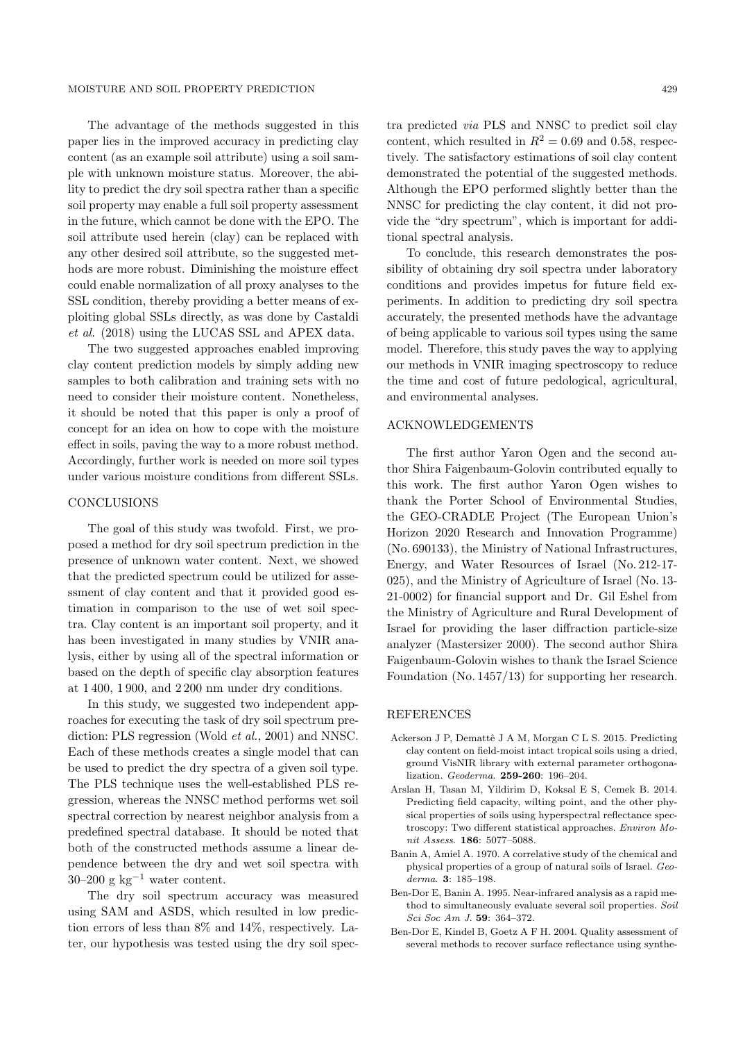The advantage of the methods suggested in this paper lies in the improved accuracy in predicting clay content (as an example soil attribute) using a soil sample with unknown moisture status. Moreover, the ability to predict the dry soil spectra rather than a specific soil property may enable a full soil property assessment in the future, which cannot be done with the EPO. The soil attribute used herein (clay) can be replaced with any other desired soil attribute, so the suggested methods are more robust. Diminishing the moisture effect could enable normalization of all proxy analyses to the SSL condition, thereby providing a better means of exploiting global SSLs directly, as was done by Castaldi *et al.* (2018) using the LUCAS SSL and APEX data.

The two suggested approaches enabled improving clay content prediction models by simply adding new samples to both calibration and training sets with no need to consider their moisture content. Nonetheless, it should be noted that this paper is only a proof of concept for an idea on how to cope with the moisture effect in soils, paving the way to a more robust method. Accordingly, further work is needed on more soil types under various moisture conditions from different SSLs.

## CONCLUSIONS

The goal of this study was twofold. First, we proposed a method for dry soil spectrum prediction in the presence of unknown water content. Next, we showed that the predicted spectrum could be utilized for assessment of clay content and that it provided good estimation in comparison to the use of wet soil spectra. Clay content is an important soil property, and it has been investigated in many studies by VNIR analysis, either by using all of the spectral information or based on the depth of specific clay absorption features at 1 400, 1 900, and 2 200 nm under dry conditions.

In this study, we suggested two independent approaches for executing the task of dry soil spectrum prediction: PLS regression (Wold *et al.*, 2001) and NNSC. Each of these methods creates a single model that can be used to predict the dry spectra of a given soil type. The PLS technique uses the well-established PLS regression, whereas the NNSC method performs wet soil spectral correction by nearest neighbor analysis from a predefined spectral database. It should be noted that both of the constructed methods assume a linear dependence between the dry and wet soil spectra with 30–200 g kg$^{-1}$ water content.

The dry soil spectrum accuracy was measured using SAM and ASDS, which resulted in low prediction errors of less than 8% and 14%, respectively. Later, our hypothesis was tested using the dry soil spectra predicted *via* PLS and NNSC to predict soil clay content, which resulted in $R^2 = 0.69$ and 0.58, respectively. The satisfactory estimations of soil clay content demonstrated the potential of the suggested methods. Although the EPO performed slightly better than the NNSC for predicting the clay content, it did not provide the "dry spectrum", which is important for additional spectral analysis.

To conclude, this research demonstrates the possibility of obtaining dry soil spectra under laboratory conditions and provides impetus for future field experiments. In addition to predicting dry soil spectra accurately, the presented methods have the advantage of being applicable to various soil types using the same model. Therefore, this study paves the way to applying our methods in VNIR imaging spectroscopy to reduce the time and cost of future pedological, agricultural, and environmental analyses.

## ACKNOWLEDGEMENTS

The first author Yaron Ogen and the second author Shira Faigenbaum-Golovin contributed equally to this work. The first author Yaron Ogen wishes to thank the Porter School of Environmental Studies, the GEO-CRADLE Project (The European Union's Horizon 2020 Research and Innovation Programme) (No. 690133), the Ministry of National Infrastructures, Energy, and Water Resources of Israel (No. 212-17-025), and the Ministry of Agriculture of Israel (No. 13-21-0002) for financial support and Dr. Gil Eshel from the Ministry of Agriculture and Rural Development of Israel for providing the laser diffraction particle-size analyzer (Mastersizer 2000). The second author Shira Faigenbaum-Golovin wishes to thank the Israel Science Foundation (No. 1457/13) for supporting her research.

## REFERENCES

Ackerson J P, Demattê J A M, Morgan C L S. 2015. Predicting clay content on field-moist intact tropical soils using a dried, ground VisNIR library with external parameter orthogonalization. *Geoderma*. **259-260**: 196–204.

Arslan H, Tasan M, Yildirim D, Koksal E S, Cemek B. 2014. Predicting field capacity, wilting point, and the other physical properties of soils using hyperspectral reflectance spectroscopy: Two different statistical approaches. *Environ Monit Assess*. **186**: 5077–5088.

Banin A, Amiel A. 1970. A correlative study of the chemical and physical properties of a group of natural soils of Israel. *Geoderma*. **3**: 185–198.

Ben-Dor E, Banin A. 1995. Near-infrared analysis as a rapid method to simultaneously evaluate several soil properties. *Soil Sci Soc Am J*. **59**: 364–372.

Ben-Dor E, Kindel B, Goetz A F H. 2004. Quality assessment of several methods to recover surface reflectance using synthe-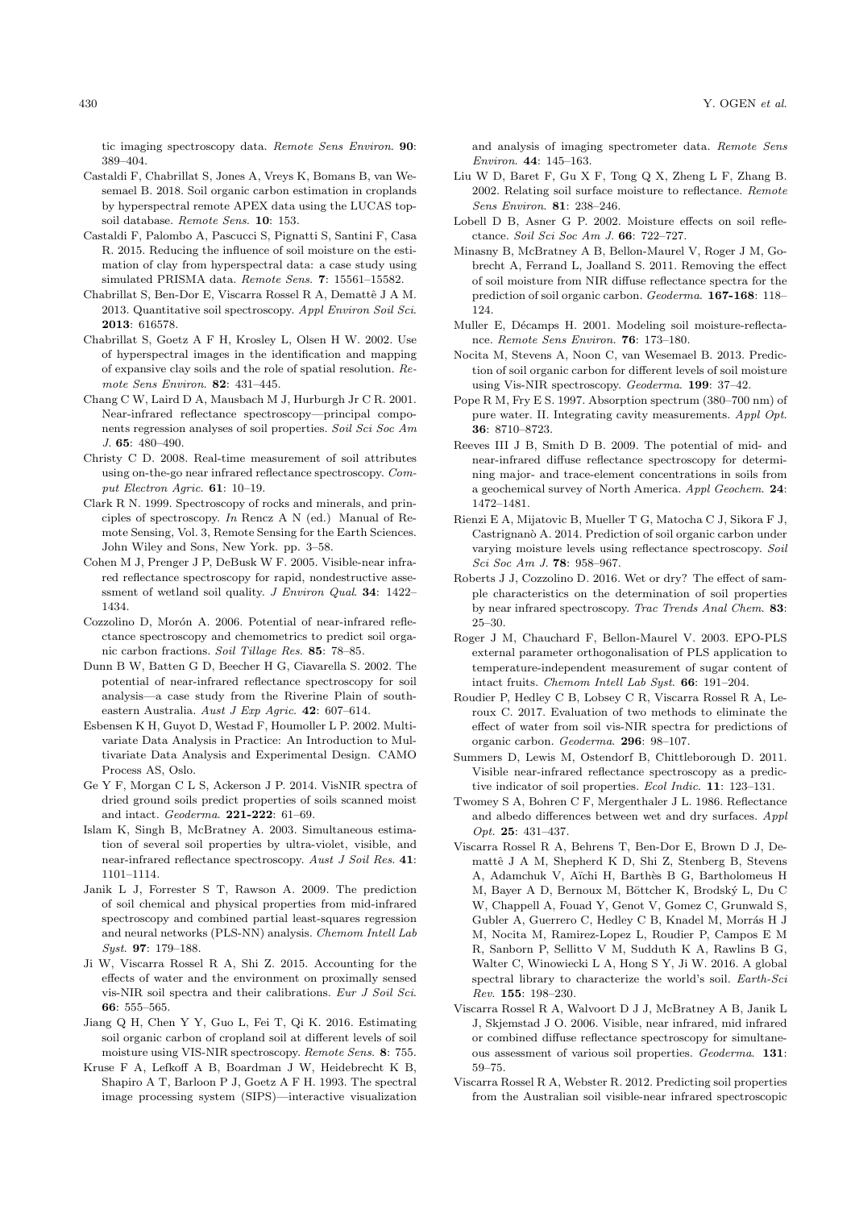tic imaging spectroscopy data. *Remote Sens Environ*. **90**: 389–404.

Castaldi F, Chabrillat S, Jones A, Vreys K, Bomans B, van Wesemael B. 2018. Soil organic carbon estimation in croplands by hyperspectral remote APEX data using the LUCAS topsoil database. *Remote Sens*. **10**: 153.

Castaldi F, Palombo A, Pascucci S, Pignatti S, Santini F, Casa R. 2015. Reducing the influence of soil moisture on the estimation of clay from hyperspectral data: a case study using simulated PRISMA data. *Remote Sens*. **7**: 15561–15582.

Chabrillat S, Ben-Dor E, Viscarra Rossel R A, Demattê J A M. 2013. Quantitative soil spectroscopy. *Appl Environ Soil Sci*. **2013**: 616578.

Chabrillat S, Goetz A F H, Krosley L, Olsen H W. 2002. Use of hyperspectral images in the identification and mapping of expansive clay soils and the role of spatial resolution. *Remote Sens Environ*. **82**: 431–445.

Chang C W, Laird D A, Mausbach M J, Hurburgh Jr C R. 2001. Near-infrared reflectance spectroscopy—principal components regression analyses of soil properties. *Soil Sci Soc Am J*. **65**: 480–490.

Christy C D. 2008. Real-time measurement of soil attributes using on-the-go near infrared reflectance spectroscopy. *Comput Electron Agric*. **61**: 10–19.

Clark R N. 1999. Spectroscopy of rocks and minerals, and principles of spectroscopy. *In* Rencz A N (ed.) Manual of Remote Sensing, Vol. 3, Remote Sensing for the Earth Sciences. John Wiley and Sons, New York. pp. 3–58.

Cohen M J, Prenger J P, DeBusk W F. 2005. Visible-near infrared reflectance spectroscopy for rapid, nondestructive assessment of wetland soil quality. *J Environ Qual*. **34**: 1422–1434.

Cozzolino D, Morón A. 2006. Potential of near-infrared reflectance spectroscopy and chemometrics to predict soil organic carbon fractions. *Soil Tillage Res*. **85**: 78–85.

Dunn B W, Batten G D, Beecher H G, Ciavarella S. 2002. The potential of near-infrared reflectance spectroscopy for soil analysis—a case study from the Riverine Plain of southeastern Australia. *Aust J Exp Agric*. **42**: 607–614.

Esbensen K H, Guyot D, Westad F, Houmoller L P. 2002. Multivariate Data Analysis in Practice: An Introduction to Multivariate Data Analysis and Experimental Design. CAMO Process AS, Oslo.

Ge Y F, Morgan C L S, Ackerson J P. 2014. VisNIR spectra of dried ground soils predict properties of soils scanned moist and intact. *Geoderma*. **221-222**: 61–69.

Islam K, Singh B, McBratney A. 2003. Simultaneous estimation of several soil properties by ultra-violet, visible, and near-infrared reflectance spectroscopy. *Aust J Soil Res*. **41**: 1101–1114.

Janik L J, Forrester S T, Rawson A. 2009. The prediction of soil chemical and physical properties from mid-infrared spectroscopy and combined partial least-squares regression and neural networks (PLS-NN) analysis. *Chemom Intell Lab Syst*. **97**: 179–188.

Ji W, Viscarra Rossel R A, Shi Z. 2015. Accounting for the effects of water and the environment on proximally sensed vis-NIR soil spectra and their calibrations. *Eur J Soil Sci*. **66**: 555–565.

Jiang Q H, Chen Y Y, Guo L, Fei T, Qi K. 2016. Estimating soil organic carbon of cropland soil at different levels of soil moisture using VIS-NIR spectroscopy. *Remote Sens*. **8**: 755.

Kruse F A, Lefkoff A B, Boardman J W, Heidebrecht K B, Shapiro A T, Barloon P J, Goetz A F H. 1993. The spectral image processing system (SIPS)—interactive visualization and analysis of imaging spectrometer data. *Remote Sens Environ*. **44**: 145–163.

Liu W D, Baret F, Gu X F, Tong Q X, Zheng L F, Zhang B. 2002. Relating soil surface moisture to reflectance. *Remote Sens Environ*. **81**: 238–246.

Lobell D B, Asner G P. 2002. Moisture effects on soil reflectance. *Soil Sci Soc Am J*. **66**: 722–727.

Minasny B, McBratney A B, Bellon-Maurel V, Roger J M, Gobrecht A, Ferrand L, Joalland S. 2011. Removing the effect of soil moisture from NIR diffuse reflectance spectra for the prediction of soil organic carbon. *Geoderma*. **167-168**: 118–124.

Muller E, Décamps H. 2001. Modeling soil moisture-reflectance. *Remote Sens Environ*. **76**: 173–180.

Nocita M, Stevens A, Noon C, van Wesemael B. 2013. Prediction of soil organic carbon for different levels of soil moisture using Vis-NIR spectroscopy. *Geoderma*. **199**: 37–42.

Pope R M, Fry E S. 1997. Absorption spectrum (380–700 nm) of pure water. II. Integrating cavity measurements. *Appl Opt*. **36**: 8710–8723.

Reeves III J B, Smith D B. 2009. The potential of mid- and near-infrared diffuse reflectance spectroscopy for determining major- and trace-element concentrations in soils from a geochemical survey of North America. *Appl Geochem*. **24**: 1472–1481.

Rienzi E A, Mijatovic B, Mueller T G, Matocha C J, Sikora F J, Castrignanò A. 2014. Prediction of soil organic carbon under varying moisture levels using reflectance spectroscopy. *Soil Sci Soc Am J*. **78**: 958–967.

Roberts J J, Cozzolino D. 2016. Wet or dry? The effect of sample characteristics on the determination of soil properties by near infrared spectroscopy. *Trac Trends Anal Chem*. **83**: 25–30.

Roger J M, Chauchard F, Bellon-Maurel V. 2003. EPO-PLS external parameter orthogonalisation of PLS application to temperature-independent measurement of sugar content of intact fruits. *Chemom Intell Lab Syst*. **66**: 191–204.

Roudier P, Hedley C B, Lobsey C R, Viscarra Rossel R A, Leroux C. 2017. Evaluation of two methods to eliminate the effect of water from soil vis-NIR spectra for predictions of organic carbon. *Geoderma*. **296**: 98–107.

Summers D, Lewis M, Ostendorf B, Chittleborough D. 2011. Visible near-infrared reflectance spectroscopy as a predictive indicator of soil properties. *Ecol Indic*. **11**: 123–131.

Twomey S A, Bohren C F, Mergenthaler J L. 1986. Reflectance and albedo differences between wet and dry surfaces. *Appl Opt*. **25**: 431–437.

Viscarra Rossel R A, Behrens T, Ben-Dor E, Brown D J, Demattê J A M, Shepherd K D, Shi Z, Stenberg B, Stevens A, Adamchuk V, Aïchi H, Barthès B G, Bartholomeus H M, Bayer A D, Bernoux M, Böttcher K, Brodský L, Du C W, Chappell A, Fouad Y, Genot V, Gomez C, Grunwald S, Gubler A, Guerrero C, Hedley C B, Knadel M, Morrás H J M, Nocita M, Ramirez-Lopez L, Roudier P, Campos E M R, Sanborn P, Sellitto V M, Sudduth K A, Rawlins B G, Walter C, Winowiecki L A, Hong S Y, Ji W. 2016. A global spectral library to characterize the world's soil. *Earth-Sci Rev*. **155**: 198–230.

Viscarra Rossel R A, Walvoort D J J, McBratney A B, Janik L J, Skjemstad J O. 2006. Visible, near infrared, mid infrared or combined diffuse reflectance spectroscopy for simultaneous assessment of various soil properties. *Geoderma*. **131**: 59–75.

Viscarra Rossel R A, Webster R. 2012. Predicting soil properties from the Australian soil visible-near infrared spectroscopic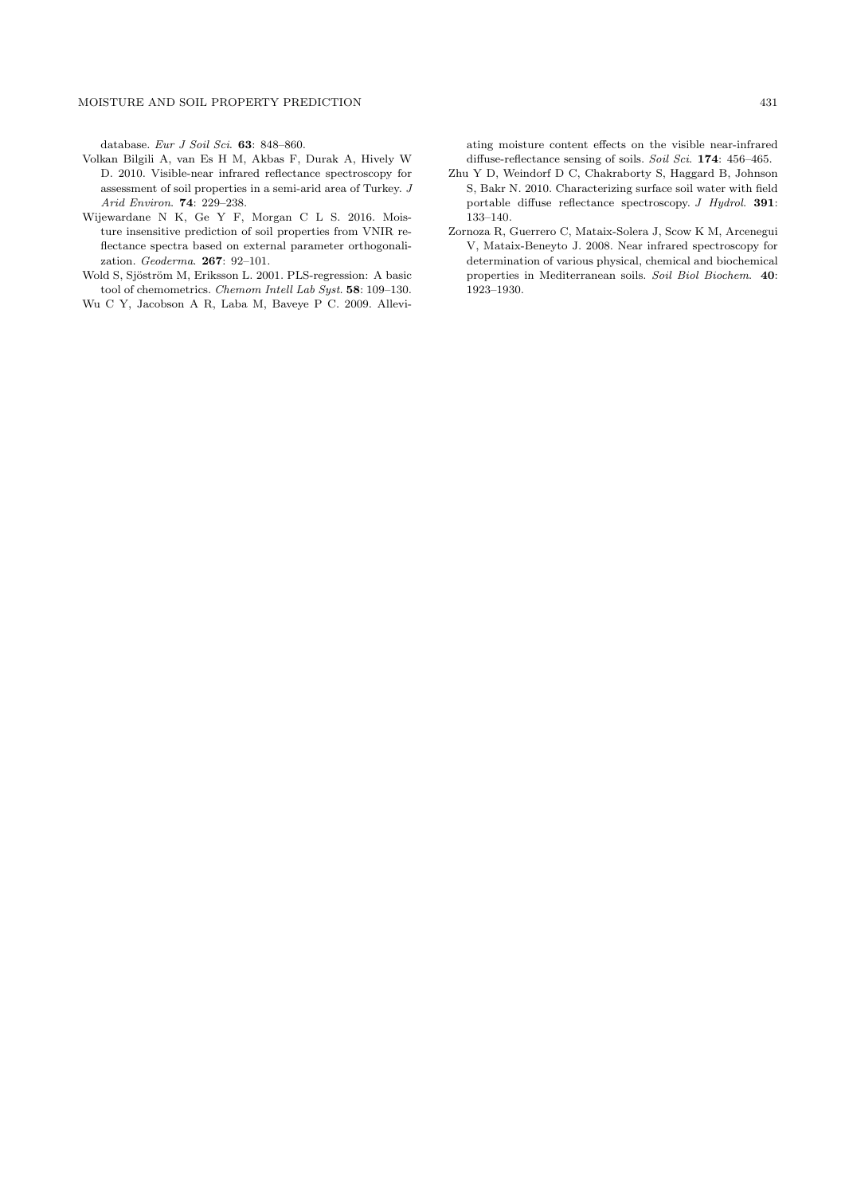database. *Eur J Soil Sci*. **63**: 848–860.

Volkan Bilgili A, van Es H M, Akbas F, Durak A, Hively W D. 2010. Visible-near infrared reflectance spectroscopy for assessment of soil properties in a semi-arid area of Turkey. *J Arid Environ*. **74**: 229–238.

Wijewardane N K, Ge Y F, Morgan C L S. 2016. Moisture insensitive prediction of soil properties from VNIR reflectance spectra based on external parameter orthogonalization. *Geoderma*. **267**: 92–101.

Wold S, Sjöström M, Eriksson L. 2001. PLS-regression: A basic tool of chemometrics. *Chemom Intell Lab Syst*. **58**: 109–130.

Wu C Y, Jacobson A R, Laba M, Baveye P C. 2009. Alleviating moisture content effects on the visible near-infrared diffuse-reflectance sensing of soils. *Soil Sci*. **174**: 456–465.

Zhu Y D, Weindorf D C, Chakraborty S, Haggard B, Johnson S, Bakr N. 2010. Characterizing surface soil water with field portable diffuse reflectance spectroscopy. *J Hydrol*. **391**: 133–140.

Zornoza R, Guerrero C, Mataix-Solera J, Scow K M, Arcenegui V, Mataix-Beneyto J. 2008. Near infrared spectroscopy for determination of various physical, chemical and biochemical properties in Mediterranean soils. *Soil Biol Biochem*. **40**: 1923–1930.